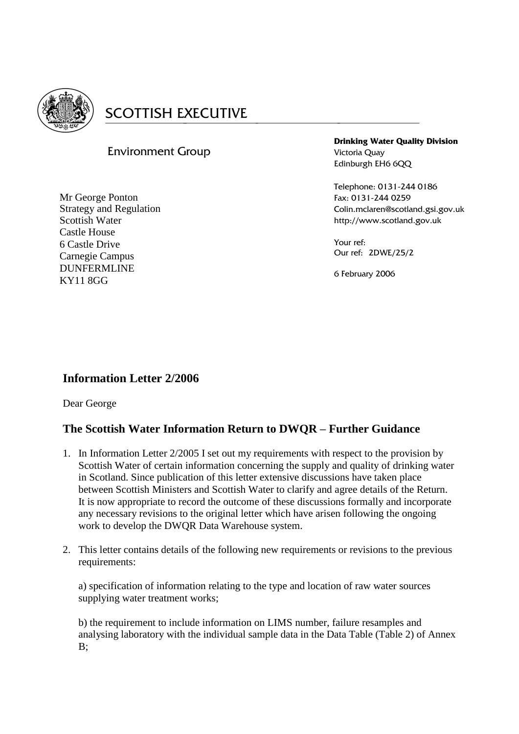SCOTTISH EXECUTIVE

Environment Group

**Drinking Water Quality Division**
Victoria Quay
Edinburgh EH6 6QQ

Telephone: 0131-244 0186
Fax: 0131-244 0259
Colin.mclaren@scotland.gsi.gov.uk
http://www.scotland.gov.uk

Your ref:
Our ref: 2DWE/25/2

6 February 2006

Mr George Ponton
Strategy and Regulation
Scottish Water
Castle House
6 Castle Drive
Carnegie Campus
DUNFERMLINE
KY11 8GG

## Information Letter 2/2006

Dear George

## The Scottish Water Information Return to DWQR – Further Guidance

1. In Information Letter 2/2005 I set out my requirements with respect to the provision by Scottish Water of certain information concerning the supply and quality of drinking water in Scotland. Since publication of this letter extensive discussions have taken place between Scottish Ministers and Scottish Water to clarify and agree details of the Return. It is now appropriate to record the outcome of these discussions formally and incorporate any necessary revisions to the original letter which have arisen following the ongoing work to develop the DWQR Data Warehouse system.

2. This letter contains details of the following new requirements or revisions to the previous requirements:

   a) specification of information relating to the type and location of raw water sources supplying water treatment works;

   b) the requirement to include information on LIMS number, failure resamples and analysing laboratory with the individual sample data in the Data Table (Table 2) of Annex B;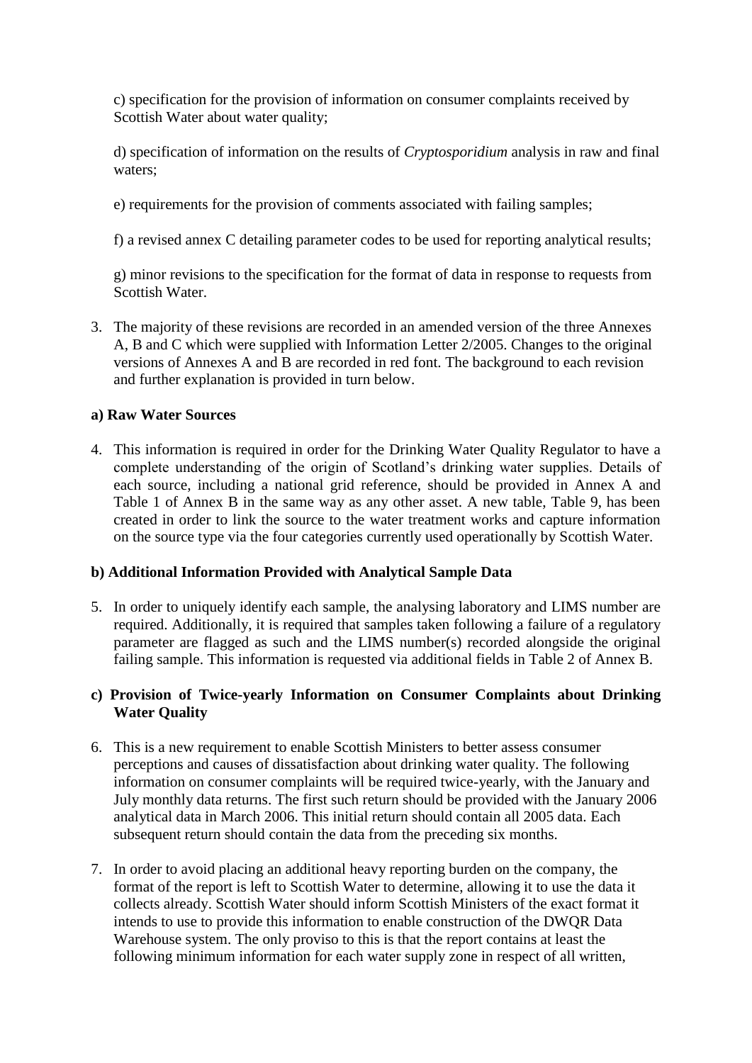c) specification for the provision of information on consumer complaints received by Scottish Water about water quality;

d) specification of information on the results of *Cryptosporidium* analysis in raw and final waters;

e) requirements for the provision of comments associated with failing samples;

f) a revised annex C detailing parameter codes to be used for reporting analytical results;

g) minor revisions to the specification for the format of data in response to requests from Scottish Water.

3. The majority of these revisions are recorded in an amended version of the three Annexes A, B and C which were supplied with Information Letter 2/2005. Changes to the original versions of Annexes A and B are recorded in red font. The background to each revision and further explanation is provided in turn below.

**a) Raw Water Sources**

4. This information is required in order for the Drinking Water Quality Regulator to have a complete understanding of the origin of Scotland's drinking water supplies. Details of each source, including a national grid reference, should be provided in Annex A and Table 1 of Annex B in the same way as any other asset. A new table, Table 9, has been created in order to link the source to the water treatment works and capture information on the source type via the four categories currently used operationally by Scottish Water.

**b) Additional Information Provided with Analytical Sample Data**

5. In order to uniquely identify each sample, the analysing laboratory and LIMS number are required. Additionally, it is required that samples taken following a failure of a regulatory parameter are flagged as such and the LIMS number(s) recorded alongside the original failing sample. This information is requested via additional fields in Table 2 of Annex B.

**c) Provision of Twice-yearly Information on Consumer Complaints about Drinking Water Quality**

6. This is a new requirement to enable Scottish Ministers to better assess consumer perceptions and causes of dissatisfaction about drinking water quality. The following information on consumer complaints will be required twice-yearly, with the January and July monthly data returns. The first such return should be provided with the January 2006 analytical data in March 2006. This initial return should contain all 2005 data. Each subsequent return should contain the data from the preceding six months.

7. In order to avoid placing an additional heavy reporting burden on the company, the format of the report is left to Scottish Water to determine, allowing it to use the data it collects already. Scottish Water should inform Scottish Ministers of the exact format it intends to use to provide this information to enable construction of the DWQR Data Warehouse system. The only proviso to this is that the report contains at least the following minimum information for each water supply zone in respect of all written,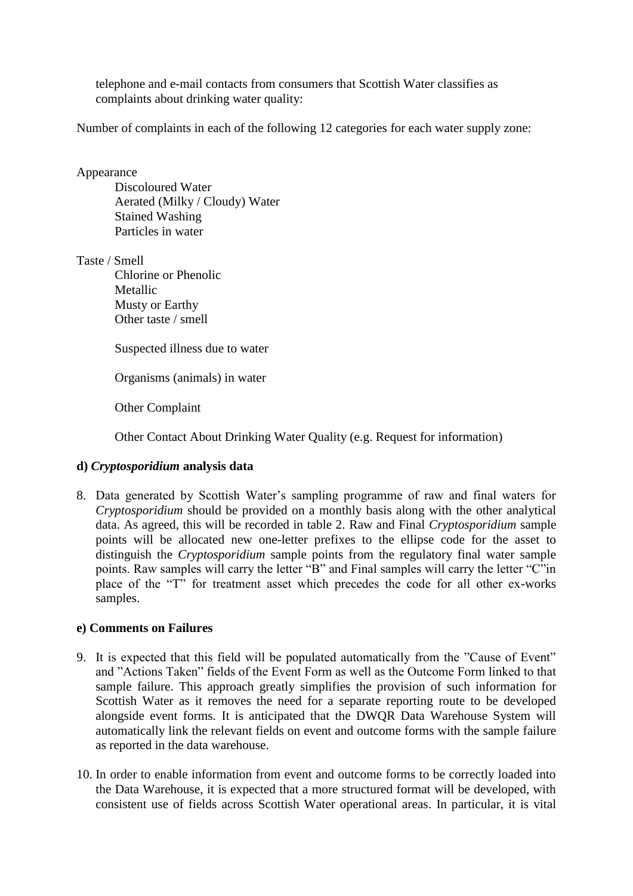telephone and e-mail contacts from consumers that Scottish Water classifies as complaints about drinking water quality:

Number of complaints in each of the following 12 categories for each water supply zone:

Appearance

- Discoloured Water
- Aerated (Milky / Cloudy) Water
- Stained Washing
- Particles in water

Taste / Smell

- Chlorine or Phenolic
- Metallic
- Musty or Earthy
- Other taste / smell

Suspected illness due to water

Organisms (animals) in water

Other Complaint

Other Contact About Drinking Water Quality (e.g. Request for information)

### d) *Cryptosporidium* analysis data

8. Data generated by Scottish Water's sampling programme of raw and final waters for *Cryptosporidium* should be provided on a monthly basis along with the other analytical data. As agreed, this will be recorded in table 2. Raw and Final *Cryptosporidium* sample points will be allocated new one-letter prefixes to the ellipse code for the asset to distinguish the *Cryptosporidium* sample points from the regulatory final water sample points. Raw samples will carry the letter "B" and Final samples will carry the letter "C"in place of the "T" for treatment asset which precedes the code for all other ex-works samples.

### e) Comments on Failures

9. It is expected that this field will be populated automatically from the "Cause of Event" and "Actions Taken" fields of the Event Form as well as the Outcome Form linked to that sample failure. This approach greatly simplifies the provision of such information for Scottish Water as it removes the need for a separate reporting route to be developed alongside event forms. It is anticipated that the DWQR Data Warehouse System will automatically link the relevant fields on event and outcome forms with the sample failure as reported in the data warehouse.

10. In order to enable information from event and outcome forms to be correctly loaded into the Data Warehouse, it is expected that a more structured format will be developed, with consistent use of fields across Scottish Water operational areas. In particular, it is vital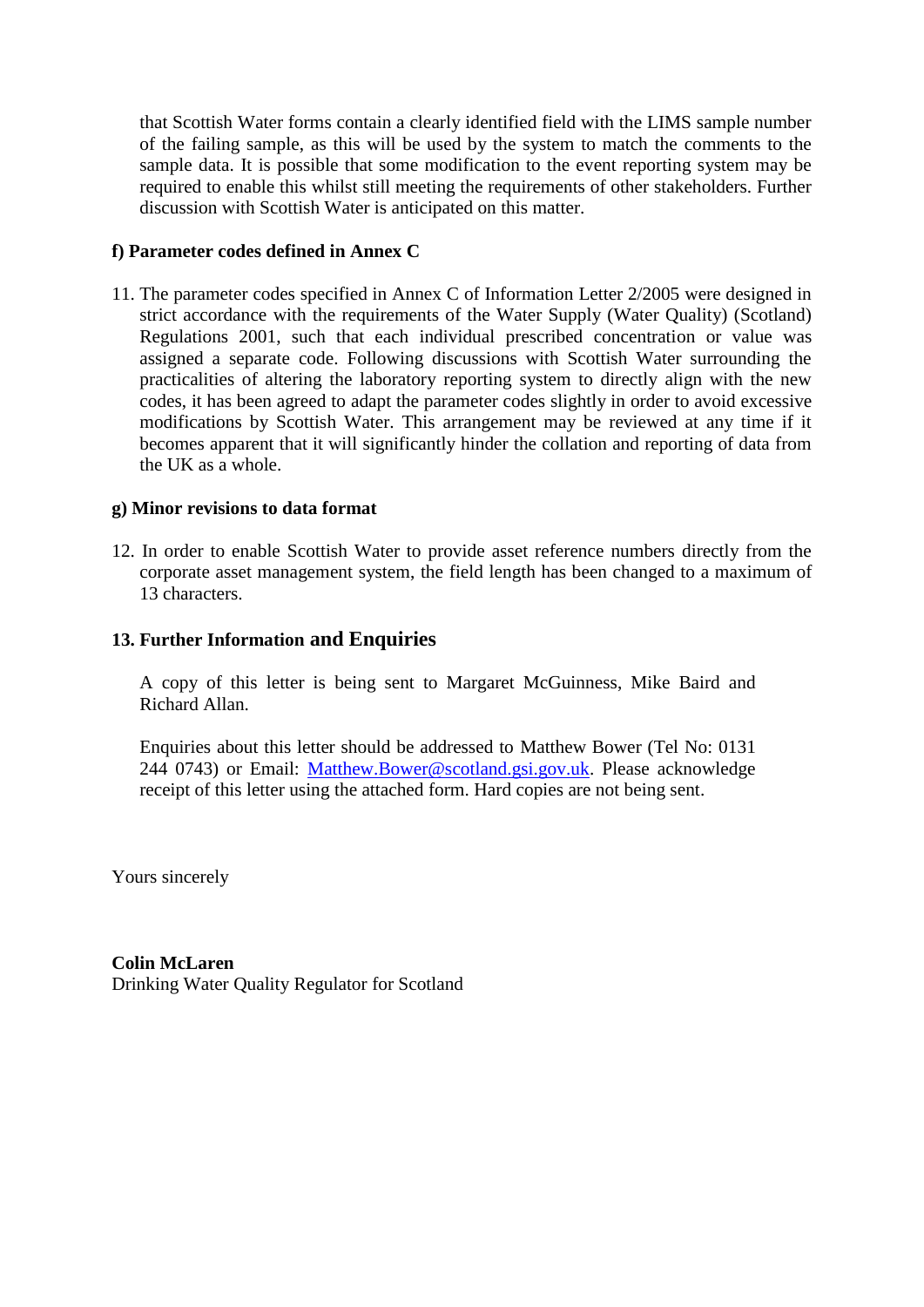that Scottish Water forms contain a clearly identified field with the LIMS sample number of the failing sample, as this will be used by the system to match the comments to the sample data. It is possible that some modification to the event reporting system may be required to enable this whilst still meeting the requirements of other stakeholders. Further discussion with Scottish Water is anticipated on this matter.

**f) Parameter codes defined in Annex C**

11. The parameter codes specified in Annex C of Information Letter 2/2005 were designed in strict accordance with the requirements of the Water Supply (Water Quality) (Scotland) Regulations 2001, such that each individual prescribed concentration or value was assigned a separate code. Following discussions with Scottish Water surrounding the practicalities of altering the laboratory reporting system to directly align with the new codes, it has been agreed to adapt the parameter codes slightly in order to avoid excessive modifications by Scottish Water. This arrangement may be reviewed at any time if it becomes apparent that it will significantly hinder the collation and reporting of data from the UK as a whole.

**g) Minor revisions to data format**

12. In order to enable Scottish Water to provide asset reference numbers directly from the corporate asset management system, the field length has been changed to a maximum of 13 characters.

**13. Further Information and Enquiries**

A copy of this letter is being sent to Margaret McGuinness, Mike Baird and Richard Allan.

Enquiries about this letter should be addressed to Matthew Bower (Tel No: 0131 244 0743) or Email: Matthew.Bower@scotland.gsi.gov.uk. Please acknowledge receipt of this letter using the attached form. Hard copies are not being sent.

Yours sincerely

**Colin McLaren**
Drinking Water Quality Regulator for Scotland